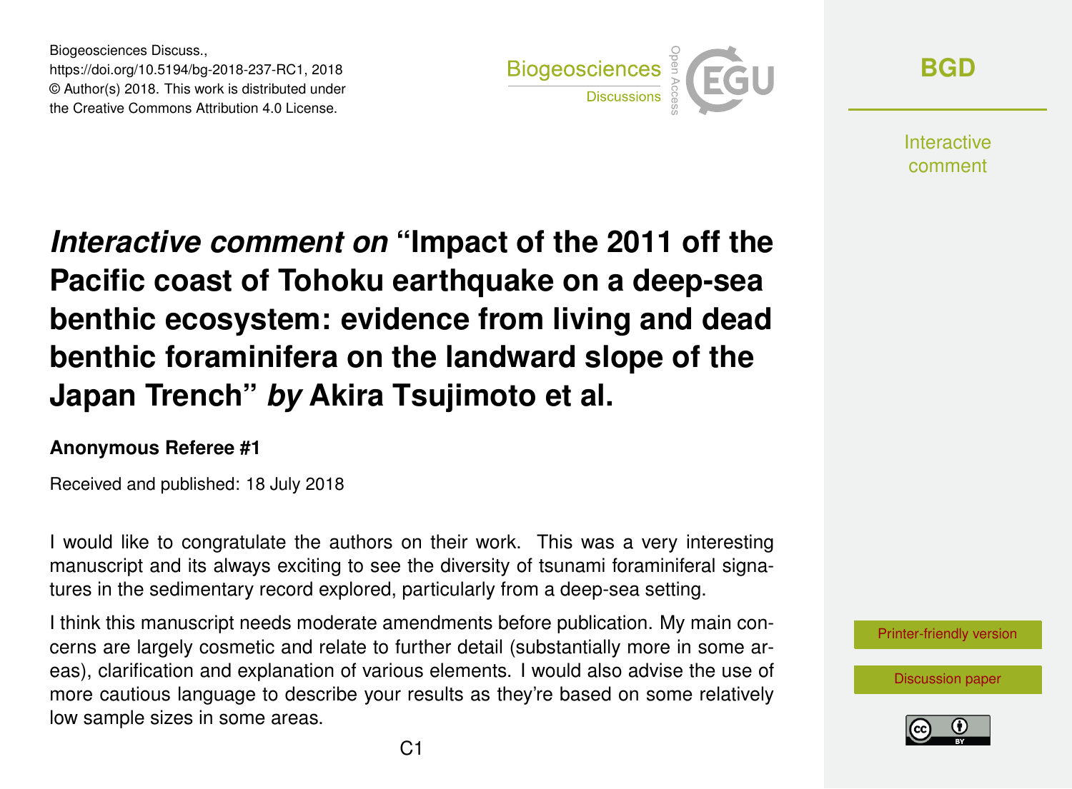# *Interactive comment on* "Impact of the 2011 off the Pacific coast of Tohoku earthquake on a deep-sea benthic ecosystem: evidence from living and dead benthic foraminifera on the landward slope of the Japan Trench" *by* Akira Tsujimoto et al.

**Anonymous Referee #1**

Received and published: 18 July 2018

I would like to congratulate the authors on their work. This was a very interesting manuscript and its always exciting to see the diversity of tsunami foraminiferal signatures in the sedimentary record explored, particularly from a deep-sea setting.

I think this manuscript needs moderate amendments before publication. My main concerns are largely cosmetic and relate to further detail (substantially more in some areas), clarification and explanation of various elements. I would also advise the use of more cautious language to describe your results as they're based on some relatively low sample sizes in some areas.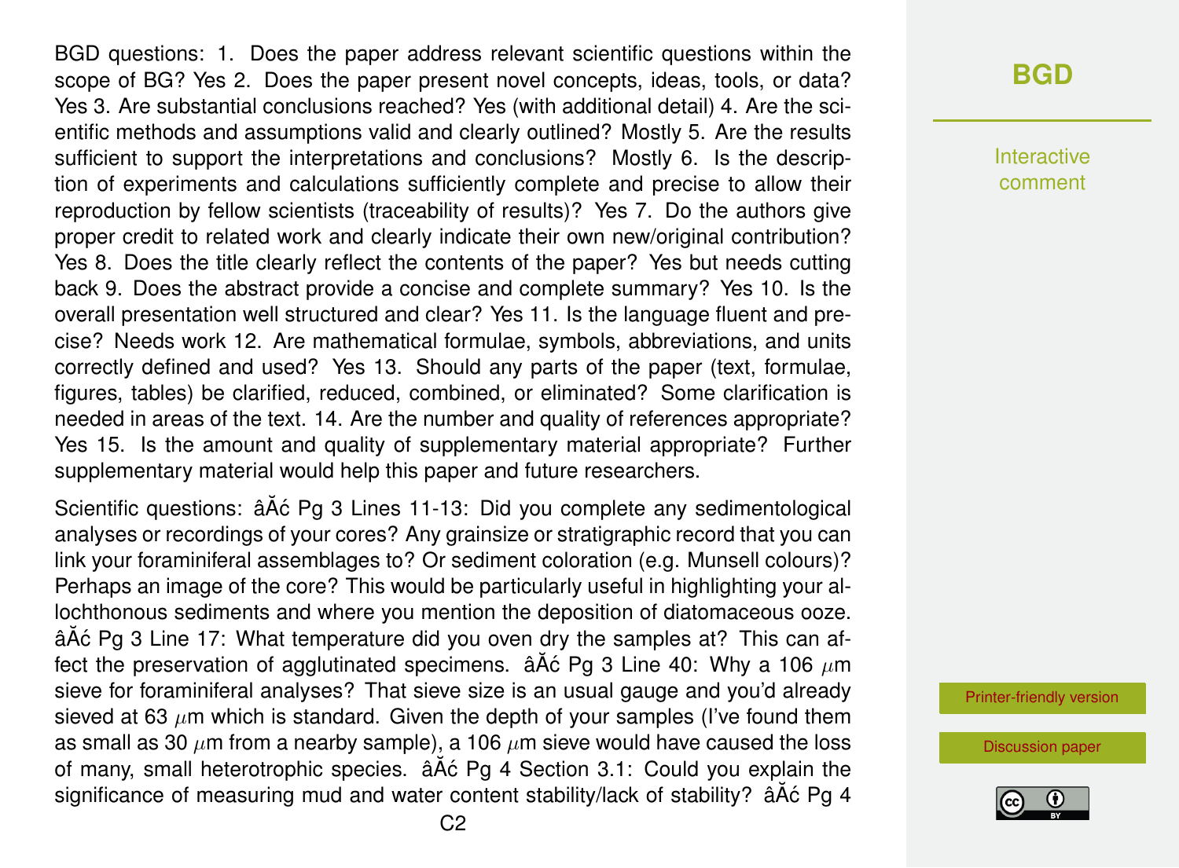BGD questions: 1. Does the paper address relevant scientific questions within the scope of BG? Yes 2. Does the paper present novel concepts, ideas, tools, or data? Yes 3. Are substantial conclusions reached? Yes (with additional detail) 4. Are the scientific methods and assumptions valid and clearly outlined? Mostly 5. Are the results sufficient to support the interpretations and conclusions? Mostly 6. Is the description of experiments and calculations sufficiently complete and precise to allow their reproduction by fellow scientists (traceability of results)? Yes 7. Do the authors give proper credit to related work and clearly indicate their own new/original contribution? Yes 8. Does the title clearly reflect the contents of the paper? Yes but needs cutting back 9. Does the abstract provide a concise and complete summary? Yes 10. Is the overall presentation well structured and clear? Yes 11. Is the language fluent and precise? Needs work 12. Are mathematical formulae, symbols, abbreviations, and units correctly defined and used? Yes 13. Should any parts of the paper (text, formulae, figures, tables) be clarified, reduced, combined, or eliminated? Some clarification is needed in areas of the text. 14. Are the number and quality of references appropriate? Yes 15. Is the amount and quality of supplementary material appropriate? Further supplementary material would help this paper and future researchers.

Scientific questions: âĂć Pg 3 Lines 11-13: Did you complete any sedimentological analyses or recordings of your cores? Any grainsize or stratigraphic record that you can link your foraminiferal assemblages to? Or sediment coloration (e.g. Munsell colours)? Perhaps an image of the core? This would be particularly useful in highlighting your allochthonous sediments and where you mention the deposition of diatomaceous ooze. âĂć Pg 3 Line 17: What temperature did you oven dry the samples at? This can affect the preservation of agglutinated specimens. âĂć Pg 3 Line 40: Why a 106 $\mu$m sieve for foraminiferal analyses? That sieve size is an usual gauge and you'd already sieved at 63 $\mu$m which is standard. Given the depth of your samples (I've found them as small as 30 $\mu$m from a nearby sample), a 106 $\mu$m sieve would have caused the loss of many, small heterotrophic species. âĂć Pg 4 Section 3.1: Could you explain the significance of measuring mud and water content stability/lack of stability? âĂć Pg 4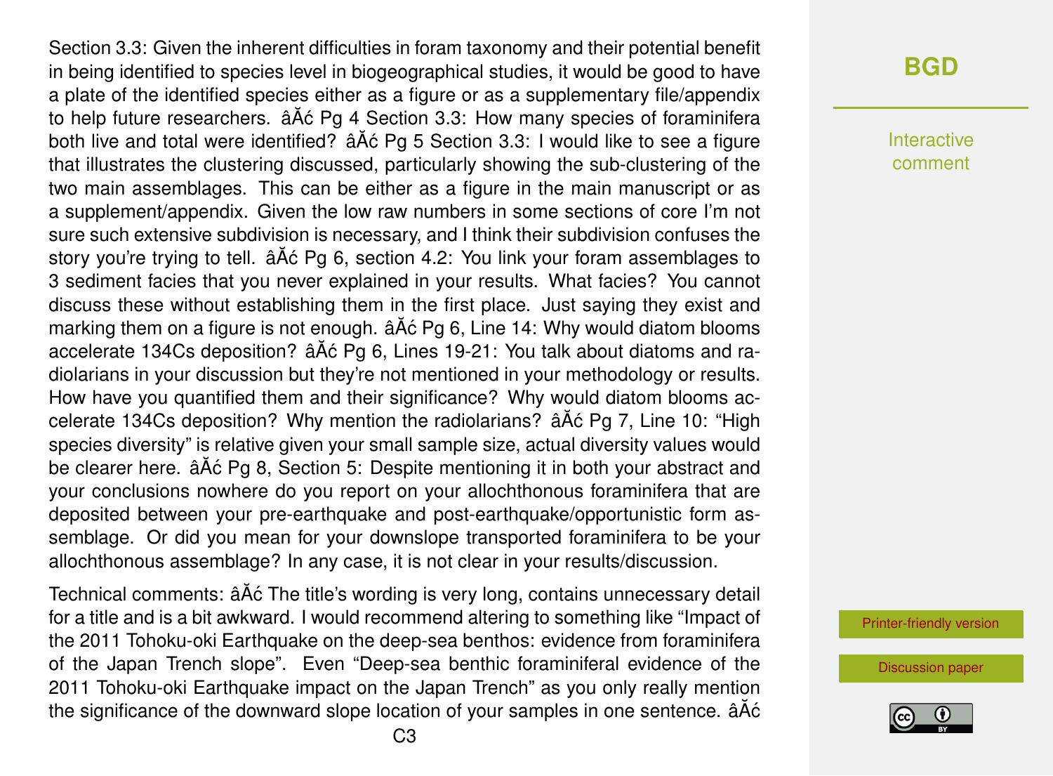Section 3.3: Given the inherent difficulties in foram taxonomy and their potential benefit in being identified to species level in biogeographical studies, it would be good to have a plate of the identified species either as a figure or as a supplementary file/appendix to help future researchers. âĂć Pg 4 Section 3.3: How many species of foraminifera both live and total were identified? âĂć Pg 5 Section 3.3: I would like to see a figure that illustrates the clustering discussed, particularly showing the sub-clustering of the two main assemblages. This can be either as a figure in the main manuscript or as a supplement/appendix. Given the low raw numbers in some sections of core I'm not sure such extensive subdivision is necessary, and I think their subdivision confuses the story you're trying to tell. âĂć Pg 6, section 4.2: You link your foram assemblages to 3 sediment facies that you never explained in your results. What facies? You cannot discuss these without establishing them in the first place. Just saying they exist and marking them on a figure is not enough. âĂć Pg 6, Line 14: Why would diatom blooms accelerate 134Cs deposition? âĂć Pg 6, Lines 19-21: You talk about diatoms and radiolarians in your discussion but they're not mentioned in your methodology or results. How have you quantified them and their significance? Why would diatom blooms accelerate 134Cs deposition? Why mention the radiolarians? âĂć Pg 7, Line 10: "High species diversity" is relative given your small sample size, actual diversity values would be clearer here. âĂć Pg 8, Section 5: Despite mentioning it in both your abstract and your conclusions nowhere do you report on your allochthonous foraminifera that are deposited between your pre-earthquake and post-earthquake/opportunistic form assemblage. Or did you mean for your downslope transported foraminifera to be your allochthonous assemblage? In any case, it is not clear in your results/discussion.

Technical comments: âĂć The title's wording is very long, contains unnecessary detail for a title and is a bit awkward. I would recommend altering to something like "Impact of the 2011 Tohoku-oki Earthquake on the deep-sea benthos: evidence from foraminifera of the Japan Trench slope". Even "Deep-sea benthic foraminiferal evidence of the 2011 Tohoku-oki Earthquake impact on the Japan Trench" as you only really mention the significance of the downward slope location of your samples in one sentence. âĂć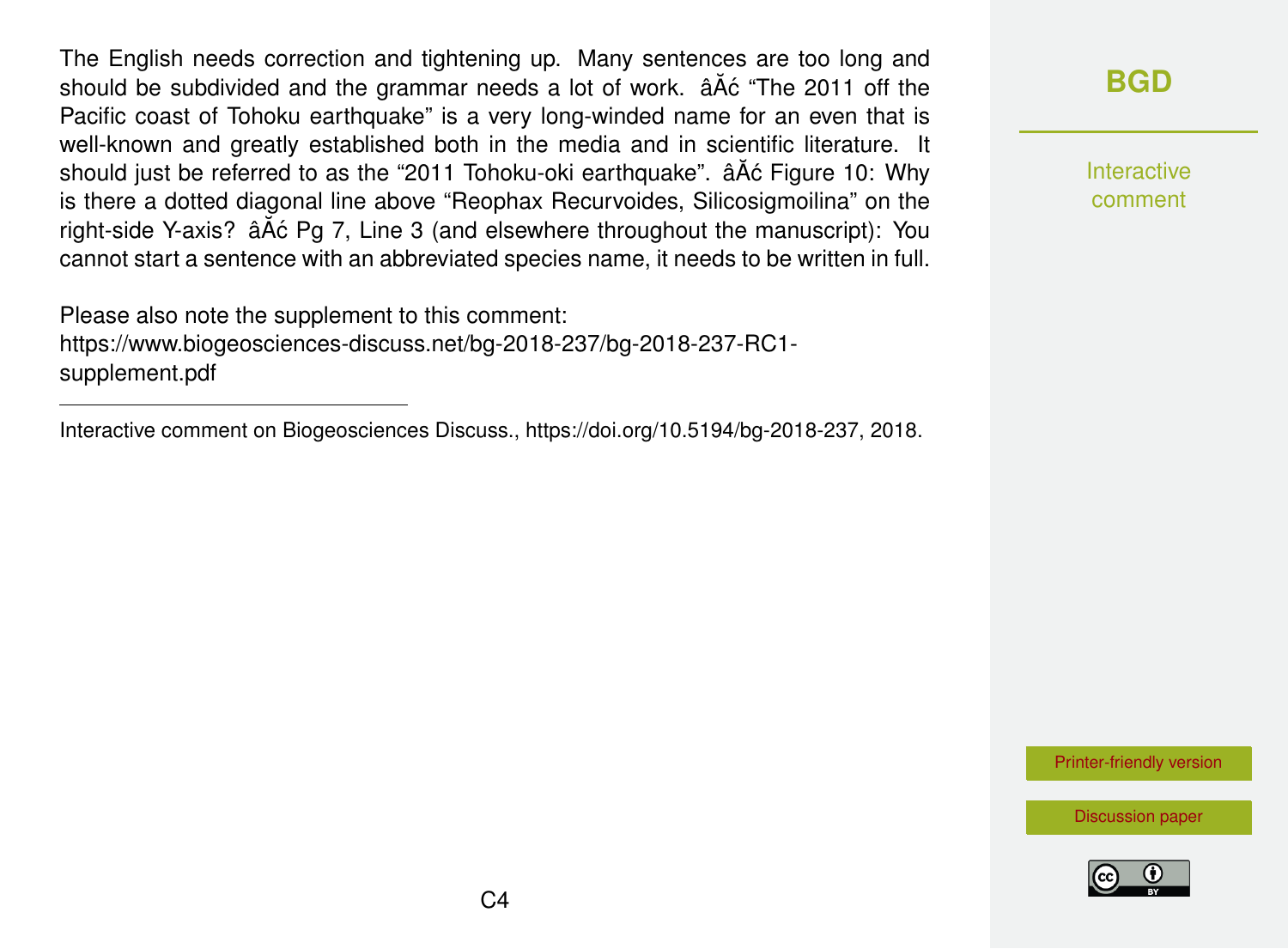The English needs correction and tightening up. Many sentences are too long and should be subdivided and the grammar needs a lot of work. âĂć "The 2011 off the Pacific coast of Tohoku earthquake" is a very long-winded name for an even that is well-known and greatly established both in the media and in scientific literature. It should just be referred to as the "2011 Tohoku-oki earthquake". âĂć Figure 10: Why is there a dotted diagonal line above "Reophax Recurvoides, Silicosigmoilina" on the right-side Y-axis? âĂć Pg 7, Line 3 (and elsewhere throughout the manuscript): You cannot start a sentence with an abbreviated species name, it needs to be written in full.

Please also note the supplement to this comment:
https://www.biogeosciences-discuss.net/bg-2018-237/bg-2018-237-RC1-supplement.pdf

---

Interactive comment on Biogeosciences Discuss., https://doi.org/10.5194/bg-2018-237, 2018.